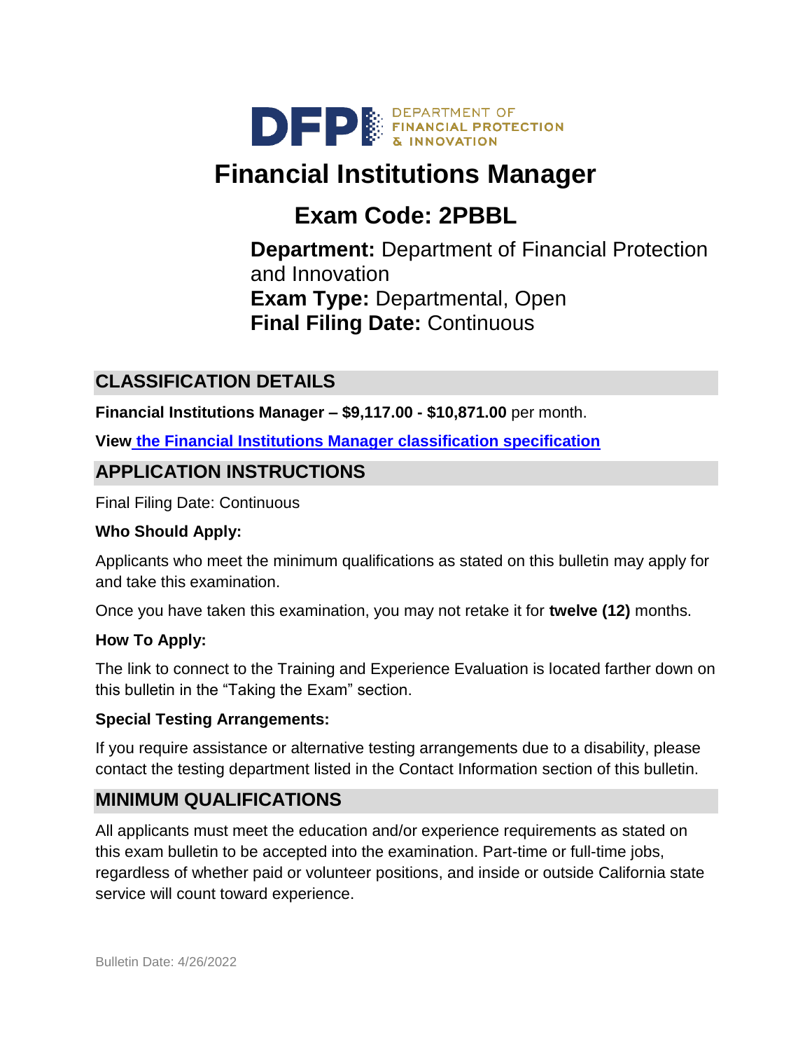DFPI DEPARTMENT OF FINANCIAL PROTECTION & INNOVATION

# Financial Institutions Manager

## Exam Code: 2PBBL

**Department:** Department of Financial Protection and Innovation
**Exam Type:** Departmental, Open
**Final Filing Date:** Continuous

## CLASSIFICATION DETAILS

**Financial Institutions Manager – $9,117.00 - $10,871.00** per month.

**View the Financial Institutions Manager classification specification**

## APPLICATION INSTRUCTIONS

Final Filing Date: Continuous

**Who Should Apply:**

Applicants who meet the minimum qualifications as stated on this bulletin may apply for and take this examination.

Once you have taken this examination, you may not retake it for **twelve (12)** months.

**How To Apply:**

The link to connect to the Training and Experience Evaluation is located farther down on this bulletin in the "Taking the Exam" section.

**Special Testing Arrangements:**

If you require assistance or alternative testing arrangements due to a disability, please contact the testing department listed in the Contact Information section of this bulletin.

## MINIMUM QUALIFICATIONS

All applicants must meet the education and/or experience requirements as stated on this exam bulletin to be accepted into the examination. Part-time or full-time jobs, regardless of whether paid or volunteer positions, and inside or outside California state service will count toward experience.

Bulletin Date: 4/26/2022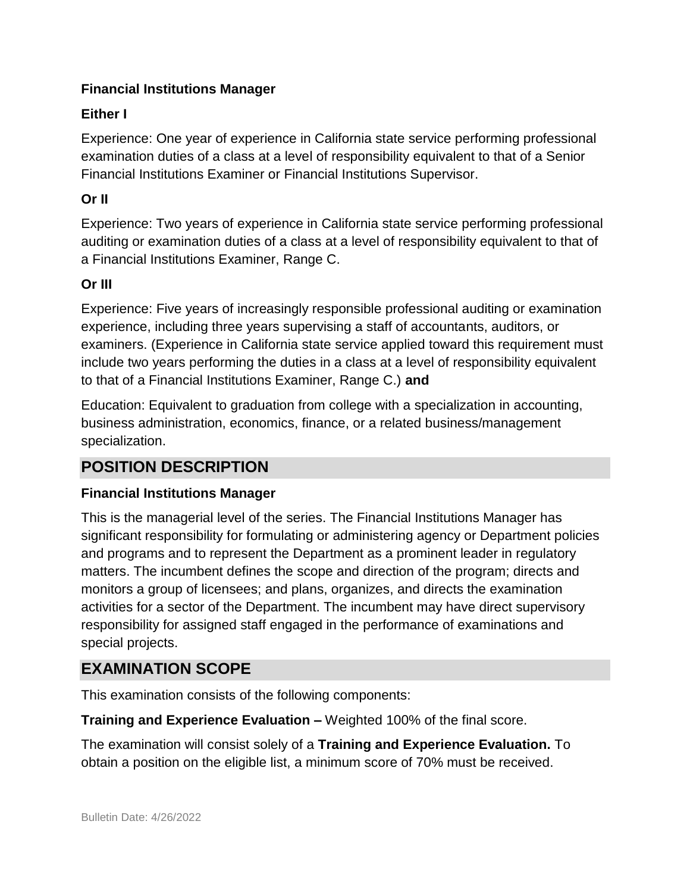**Financial Institutions Manager**

**Either I**

Experience: One year of experience in California state service performing professional examination duties of a class at a level of responsibility equivalent to that of a Senior Financial Institutions Examiner or Financial Institutions Supervisor.

**Or II**

Experience: Two years of experience in California state service performing professional auditing or examination duties of a class at a level of responsibility equivalent to that of a Financial Institutions Examiner, Range C.

**Or III**

Experience: Five years of increasingly responsible professional auditing or examination experience, including three years supervising a staff of accountants, auditors, or examiners. (Experience in California state service applied toward this requirement must include two years performing the duties in a class at a level of responsibility equivalent to that of a Financial Institutions Examiner, Range C.) **and**

Education: Equivalent to graduation from college with a specialization in accounting, business administration, economics, finance, or a related business/management specialization.

## POSITION DESCRIPTION

**Financial Institutions Manager**

This is the managerial level of the series. The Financial Institutions Manager has significant responsibility for formulating or administering agency or Department policies and programs and to represent the Department as a prominent leader in regulatory matters. The incumbent defines the scope and direction of the program; directs and monitors a group of licensees; and plans, organizes, and directs the examination activities for a sector of the Department. The incumbent may have direct supervisory responsibility for assigned staff engaged in the performance of examinations and special projects.

## EXAMINATION SCOPE

This examination consists of the following components:

**Training and Experience Evaluation –** Weighted 100% of the final score.

The examination will consist solely of a **Training and Experience Evaluation.** To obtain a position on the eligible list, a minimum score of 70% must be received.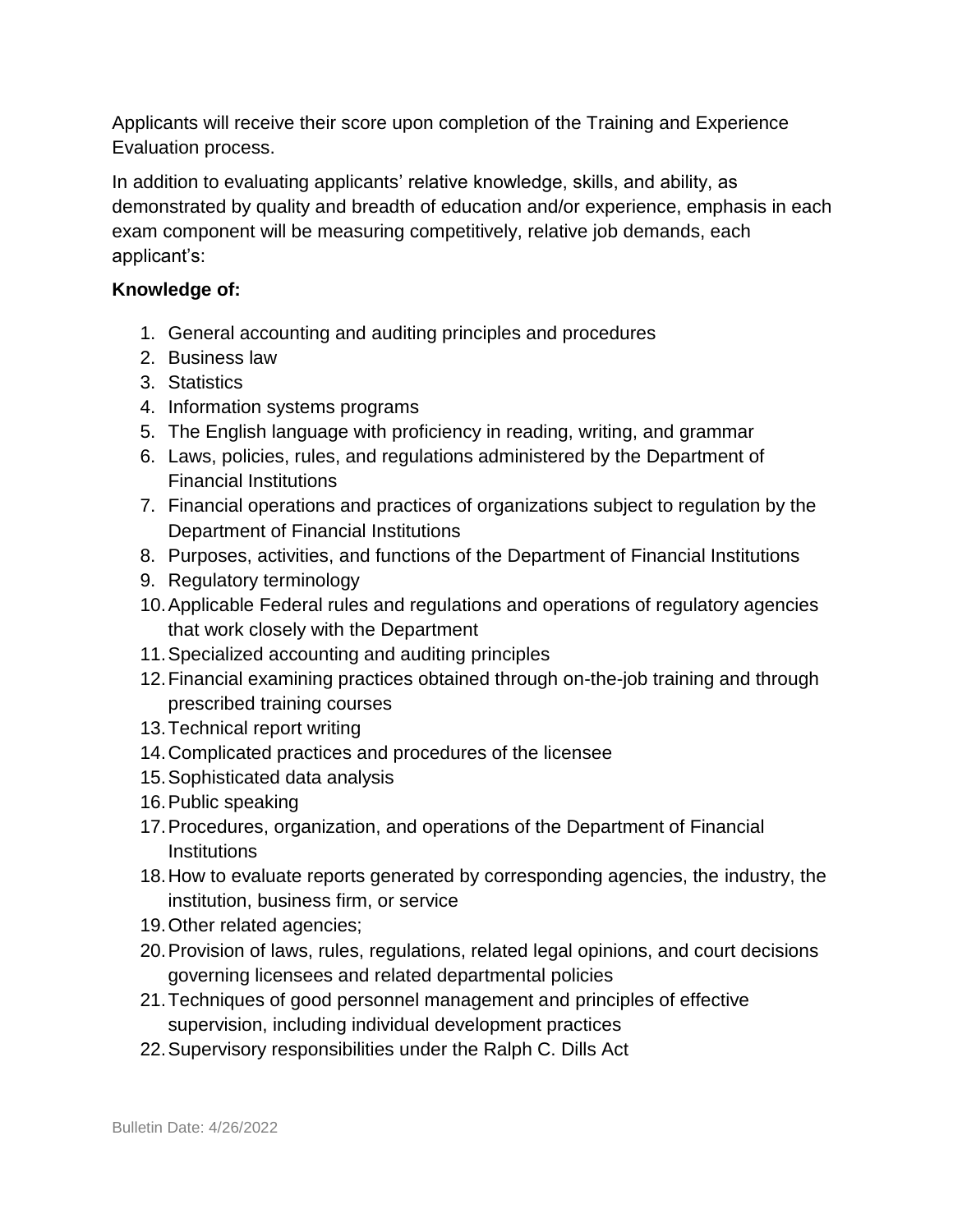Applicants will receive their score upon completion of the Training and Experience Evaluation process.

In addition to evaluating applicants' relative knowledge, skills, and ability, as demonstrated by quality and breadth of education and/or experience, emphasis in each exam component will be measuring competitively, relative job demands, each applicant's:

**Knowledge of:**

1. General accounting and auditing principles and procedures
2. Business law
3. Statistics
4. Information systems programs
5. The English language with proficiency in reading, writing, and grammar
6. Laws, policies, rules, and regulations administered by the Department of Financial Institutions
7. Financial operations and practices of organizations subject to regulation by the Department of Financial Institutions
8. Purposes, activities, and functions of the Department of Financial Institutions
9. Regulatory terminology
10. Applicable Federal rules and regulations and operations of regulatory agencies that work closely with the Department
11. Specialized accounting and auditing principles
12. Financial examining practices obtained through on-the-job training and through prescribed training courses
13. Technical report writing
14. Complicated practices and procedures of the licensee
15. Sophisticated data analysis
16. Public speaking
17. Procedures, organization, and operations of the Department of Financial Institutions
18. How to evaluate reports generated by corresponding agencies, the industry, the institution, business firm, or service
19. Other related agencies;
20. Provision of laws, rules, regulations, related legal opinions, and court decisions governing licensees and related departmental policies
21. Techniques of good personnel management and principles of effective supervision, including individual development practices
22. Supervisory responsibilities under the Ralph C. Dills Act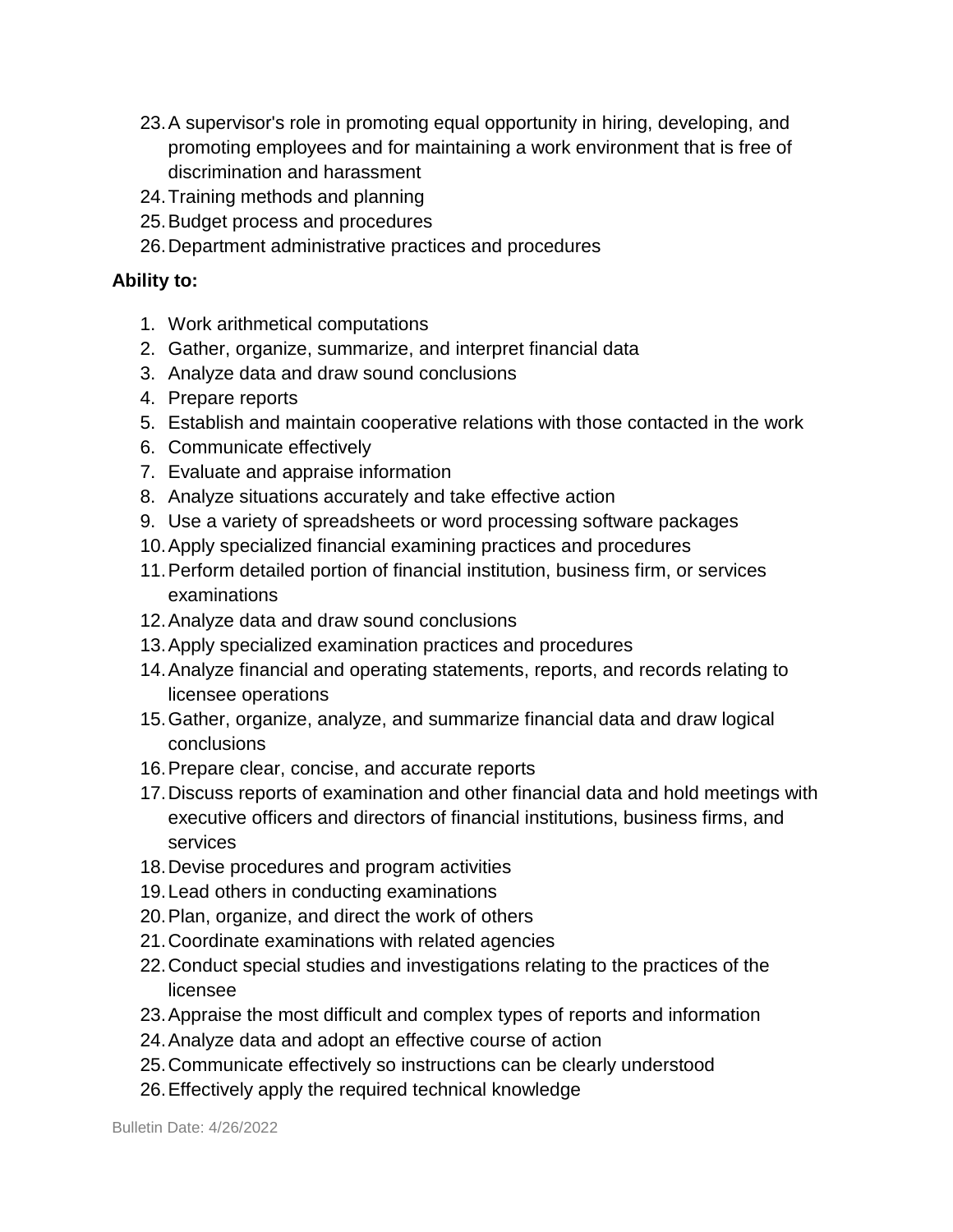23. A supervisor's role in promoting equal opportunity in hiring, developing, and promoting employees and for maintaining a work environment that is free of discrimination and harassment
24. Training methods and planning
25. Budget process and procedures
26. Department administrative practices and procedures

**Ability to:**

1. Work arithmetical computations
2. Gather, organize, summarize, and interpret financial data
3. Analyze data and draw sound conclusions
4. Prepare reports
5. Establish and maintain cooperative relations with those contacted in the work
6. Communicate effectively
7. Evaluate and appraise information
8. Analyze situations accurately and take effective action
9. Use a variety of spreadsheets or word processing software packages
10. Apply specialized financial examining practices and procedures
11. Perform detailed portion of financial institution, business firm, or services examinations
12. Analyze data and draw sound conclusions
13. Apply specialized examination practices and procedures
14. Analyze financial and operating statements, reports, and records relating to licensee operations
15. Gather, organize, analyze, and summarize financial data and draw logical conclusions
16. Prepare clear, concise, and accurate reports
17. Discuss reports of examination and other financial data and hold meetings with executive officers and directors of financial institutions, business firms, and services
18. Devise procedures and program activities
19. Lead others in conducting examinations
20. Plan, organize, and direct the work of others
21. Coordinate examinations with related agencies
22. Conduct special studies and investigations relating to the practices of the licensee
23. Appraise the most difficult and complex types of reports and information
24. Analyze data and adopt an effective course of action
25. Communicate effectively so instructions can be clearly understood
26. Effectively apply the required technical knowledge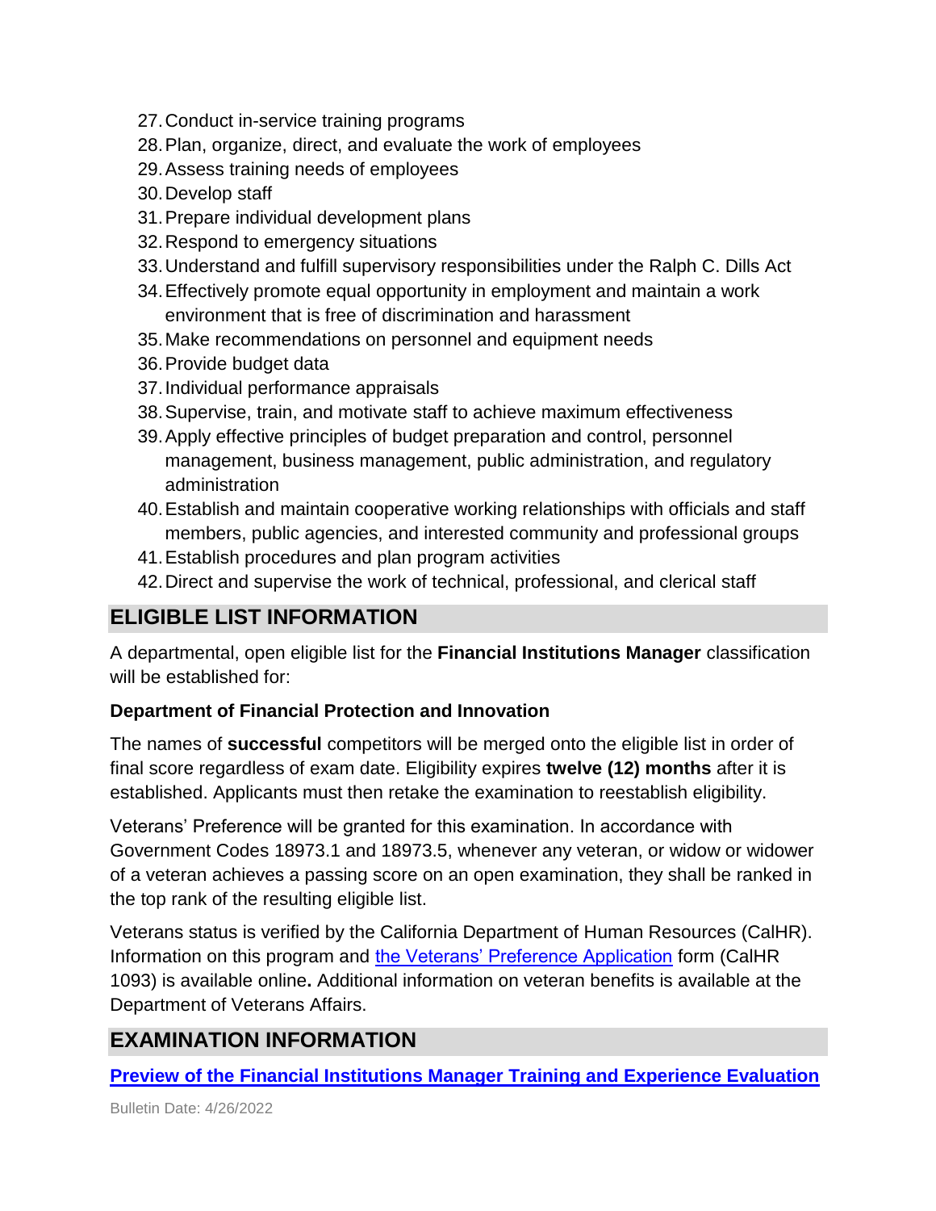27. Conduct in-service training programs
28. Plan, organize, direct, and evaluate the work of employees
29. Assess training needs of employees
30. Develop staff
31. Prepare individual development plans
32. Respond to emergency situations
33. Understand and fulfill supervisory responsibilities under the Ralph C. Dills Act
34. Effectively promote equal opportunity in employment and maintain a work environment that is free of discrimination and harassment
35. Make recommendations on personnel and equipment needs
36. Provide budget data
37. Individual performance appraisals
38. Supervise, train, and motivate staff to achieve maximum effectiveness
39. Apply effective principles of budget preparation and control, personnel management, business management, public administration, and regulatory administration
40. Establish and maintain cooperative working relationships with officials and staff members, public agencies, and interested community and professional groups
41. Establish procedures and plan program activities
42. Direct and supervise the work of technical, professional, and clerical staff

## ELIGIBLE LIST INFORMATION

A departmental, open eligible list for the **Financial Institutions Manager** classification will be established for:

**Department of Financial Protection and Innovation**

The names of **successful** competitors will be merged onto the eligible list in order of final score regardless of exam date. Eligibility expires **twelve (12) months** after it is established. Applicants must then retake the examination to reestablish eligibility.

Veterans' Preference will be granted for this examination. In accordance with Government Codes 18973.1 and 18973.5, whenever any veteran, or widow or widower of a veteran achieves a passing score on an open examination, they shall be ranked in the top rank of the resulting eligible list.

Veterans status is verified by the California Department of Human Resources (CalHR). Information on this program and [the Veterans' Preference Application]() form (CalHR 1093) is available online**.** Additional information on veteran benefits is available at the Department of Veterans Affairs.

## EXAMINATION INFORMATION

**[Preview of the Financial Institutions Manager Training and Experience Evaluation]()**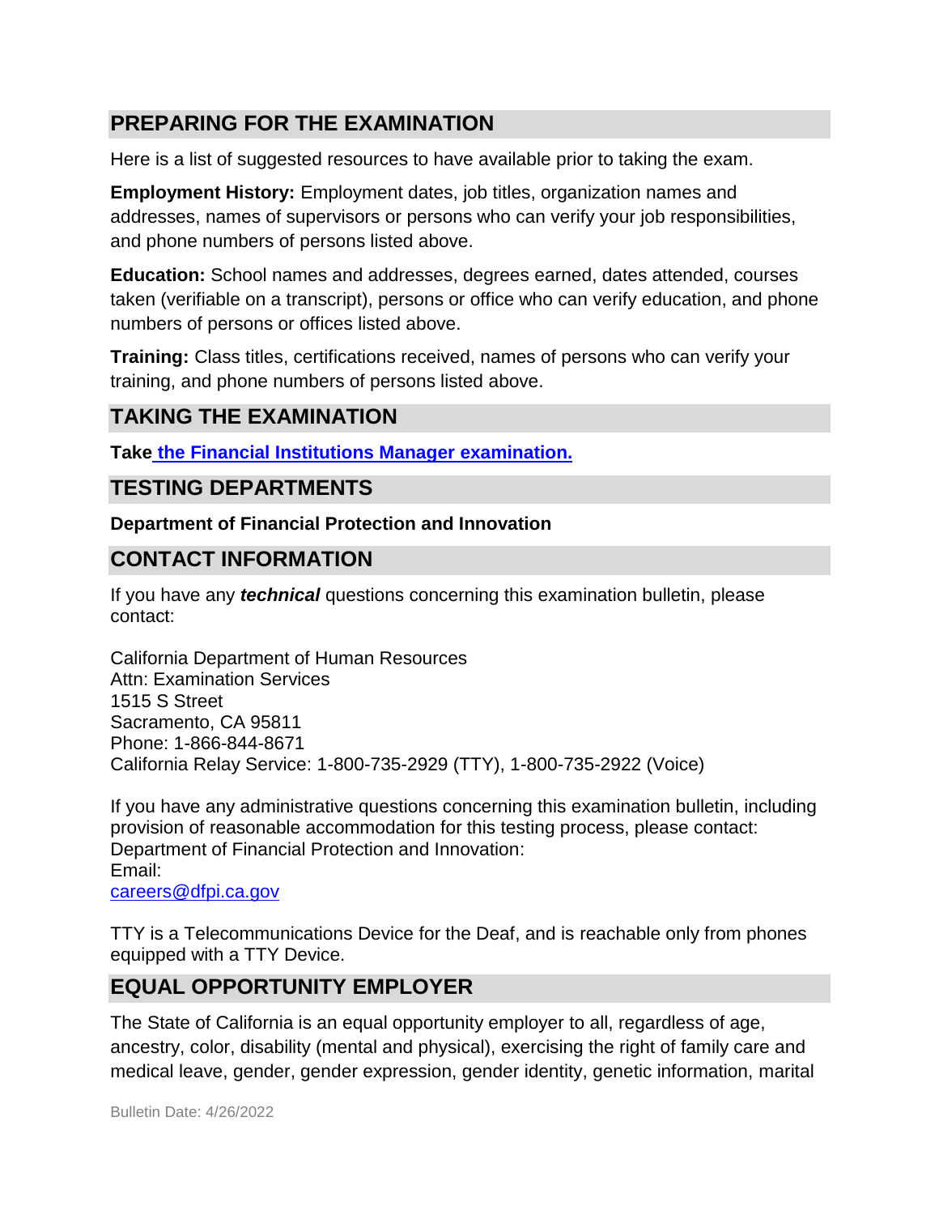## PREPARING FOR THE EXAMINATION

Here is a list of suggested resources to have available prior to taking the exam.

**Employment History:** Employment dates, job titles, organization names and addresses, names of supervisors or persons who can verify your job responsibilities, and phone numbers of persons listed above.

**Education:** School names and addresses, degrees earned, dates attended, courses taken (verifiable on a transcript), persons or office who can verify education, and phone numbers of persons or offices listed above.

**Training:** Class titles, certifications received, names of persons who can verify your training, and phone numbers of persons listed above.

## TAKING THE EXAMINATION

**Take the Financial Institutions Manager examination.**

## TESTING DEPARTMENTS

**Department of Financial Protection and Innovation**

## CONTACT INFORMATION

If you have any ***technical*** questions concerning this examination bulletin, please contact:

California Department of Human Resources
Attn: Examination Services
1515 S Street
Sacramento, CA 95811
Phone: 1-866-844-8671
California Relay Service: 1-800-735-2929 (TTY), 1-800-735-2922 (Voice)

If you have any administrative questions concerning this examination bulletin, including provision of reasonable accommodation for this testing process, please contact:
Department of Financial Protection and Innovation:
Email:
careers@dfpi.ca.gov

TTY is a Telecommunications Device for the Deaf, and is reachable only from phones equipped with a TTY Device.

## EQUAL OPPORTUNITY EMPLOYER

The State of California is an equal opportunity employer to all, regardless of age, ancestry, color, disability (mental and physical), exercising the right of family care and medical leave, gender, gender expression, gender identity, genetic information, marital

Bulletin Date: 4/26/2022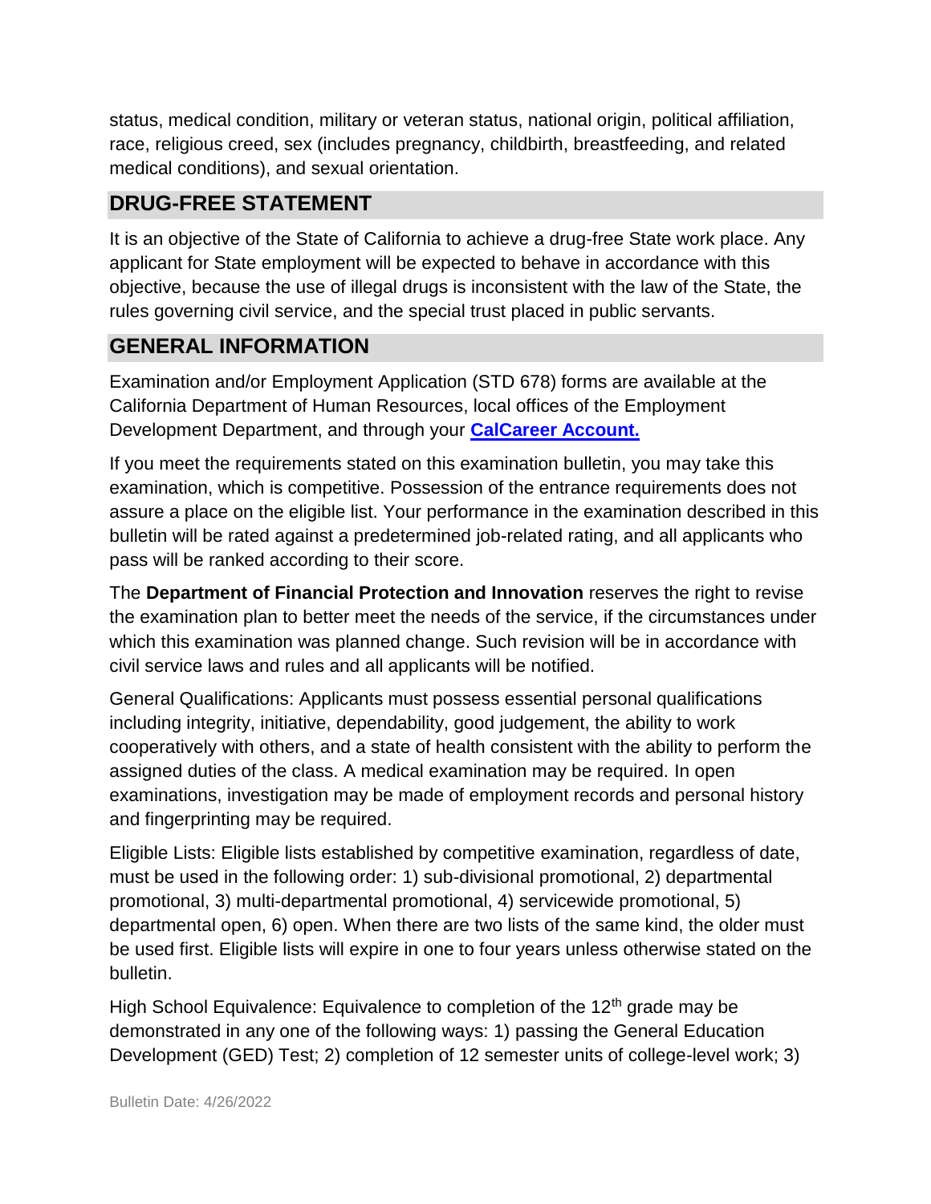status, medical condition, military or veteran status, national origin, political affiliation, race, religious creed, sex (includes pregnancy, childbirth, breastfeeding, and related medical conditions), and sexual orientation.

## DRUG-FREE STATEMENT

It is an objective of the State of California to achieve a drug-free State work place. Any applicant for State employment will be expected to behave in accordance with this objective, because the use of illegal drugs is inconsistent with the law of the State, the rules governing civil service, and the special trust placed in public servants.

## GENERAL INFORMATION

Examination and/or Employment Application (STD 678) forms are available at the California Department of Human Resources, local offices of the Employment Development Department, and through your **CalCareer Account.**

If you meet the requirements stated on this examination bulletin, you may take this examination, which is competitive. Possession of the entrance requirements does not assure a place on the eligible list. Your performance in the examination described in this bulletin will be rated against a predetermined job-related rating, and all applicants who pass will be ranked according to their score.

The **Department of Financial Protection and Innovation** reserves the right to revise the examination plan to better meet the needs of the service, if the circumstances under which this examination was planned change. Such revision will be in accordance with civil service laws and rules and all applicants will be notified.

General Qualifications: Applicants must possess essential personal qualifications including integrity, initiative, dependability, good judgement, the ability to work cooperatively with others, and a state of health consistent with the ability to perform the assigned duties of the class. A medical examination may be required. In open examinations, investigation may be made of employment records and personal history and fingerprinting may be required.

Eligible Lists: Eligible lists established by competitive examination, regardless of date, must be used in the following order: 1) sub-divisional promotional, 2) departmental promotional, 3) multi-departmental promotional, 4) servicewide promotional, 5) departmental open, 6) open. When there are two lists of the same kind, the older must be used first. Eligible lists will expire in one to four years unless otherwise stated on the bulletin.

High School Equivalence: Equivalence to completion of the 12th grade may be demonstrated in any one of the following ways: 1) passing the General Education Development (GED) Test; 2) completion of 12 semester units of college-level work; 3)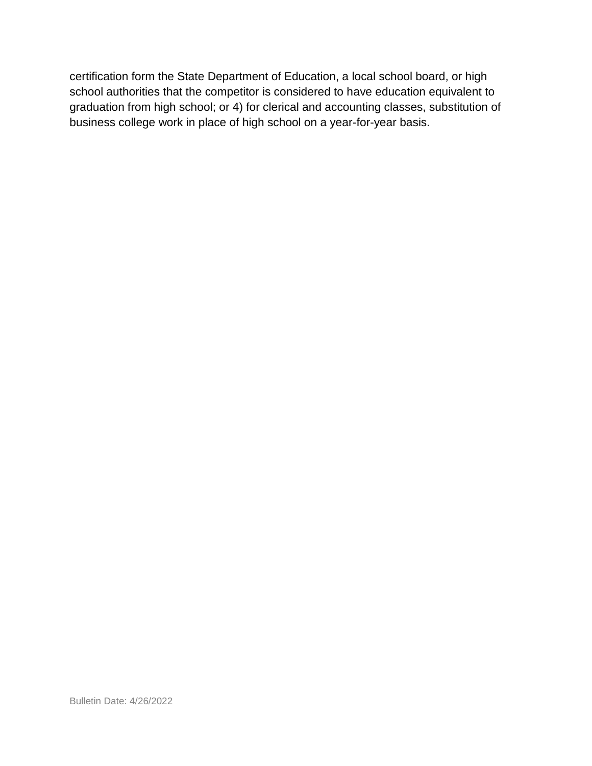certification form the State Department of Education, a local school board, or high school authorities that the competitor is considered to have education equivalent to graduation from high school; or 4) for clerical and accounting classes, substitution of business college work in place of high school on a year-for-year basis.

Bulletin Date: 4/26/2022